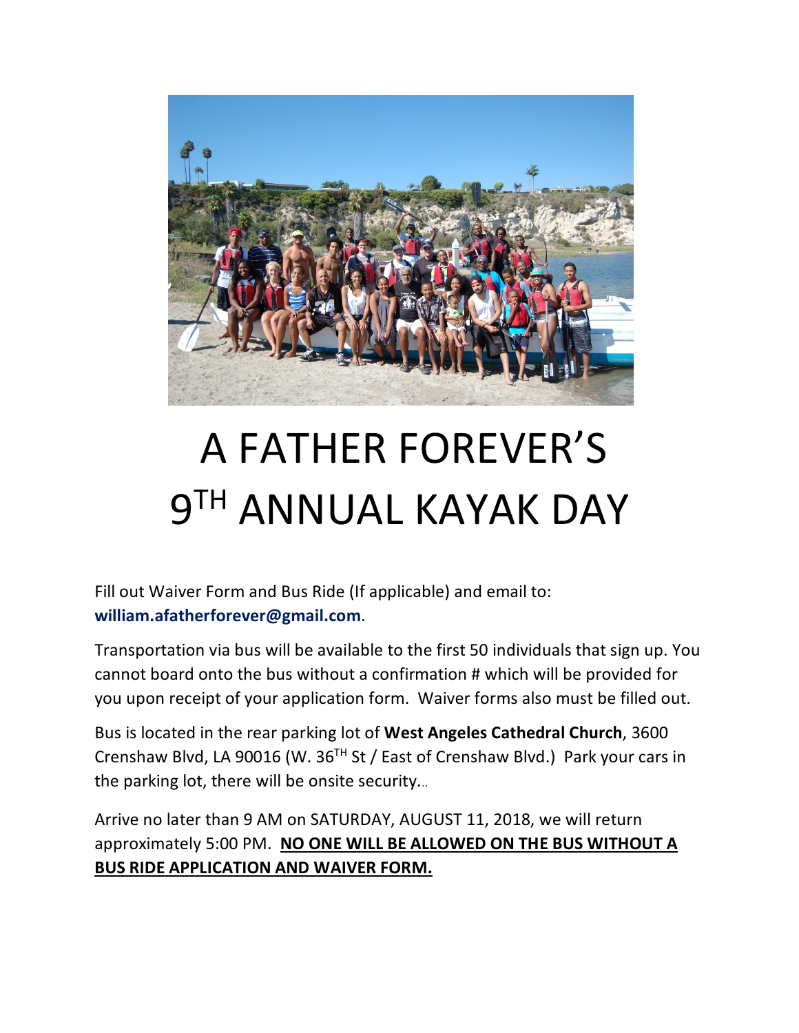# A FATHER FOREVER'S 9TH ANNUAL KAYAK DAY

Fill out Waiver Form and Bus Ride (If applicable) and email to: **william.afatherforever@gmail.com**.

Transportation via bus will be available to the first 50 individuals that sign up. You cannot board onto the bus without a confirmation # which will be provided for you upon receipt of your application form. Waiver forms also must be filled out.

Bus is located in the rear parking lot of **West Angeles Cathedral Church**, 3600 Crenshaw Blvd, LA 90016 (W. 36TH St / East of Crenshaw Blvd.) Park your cars in the parking lot, there will be onsite security...

Arrive no later than 9 AM on SATURDAY, AUGUST 11, 2018, we will return approximately 5:00 PM. **NO ONE WILL BE ALLOWED ON THE BUS WITHOUT A BUS RIDE APPLICATION AND WAIVER FORM.**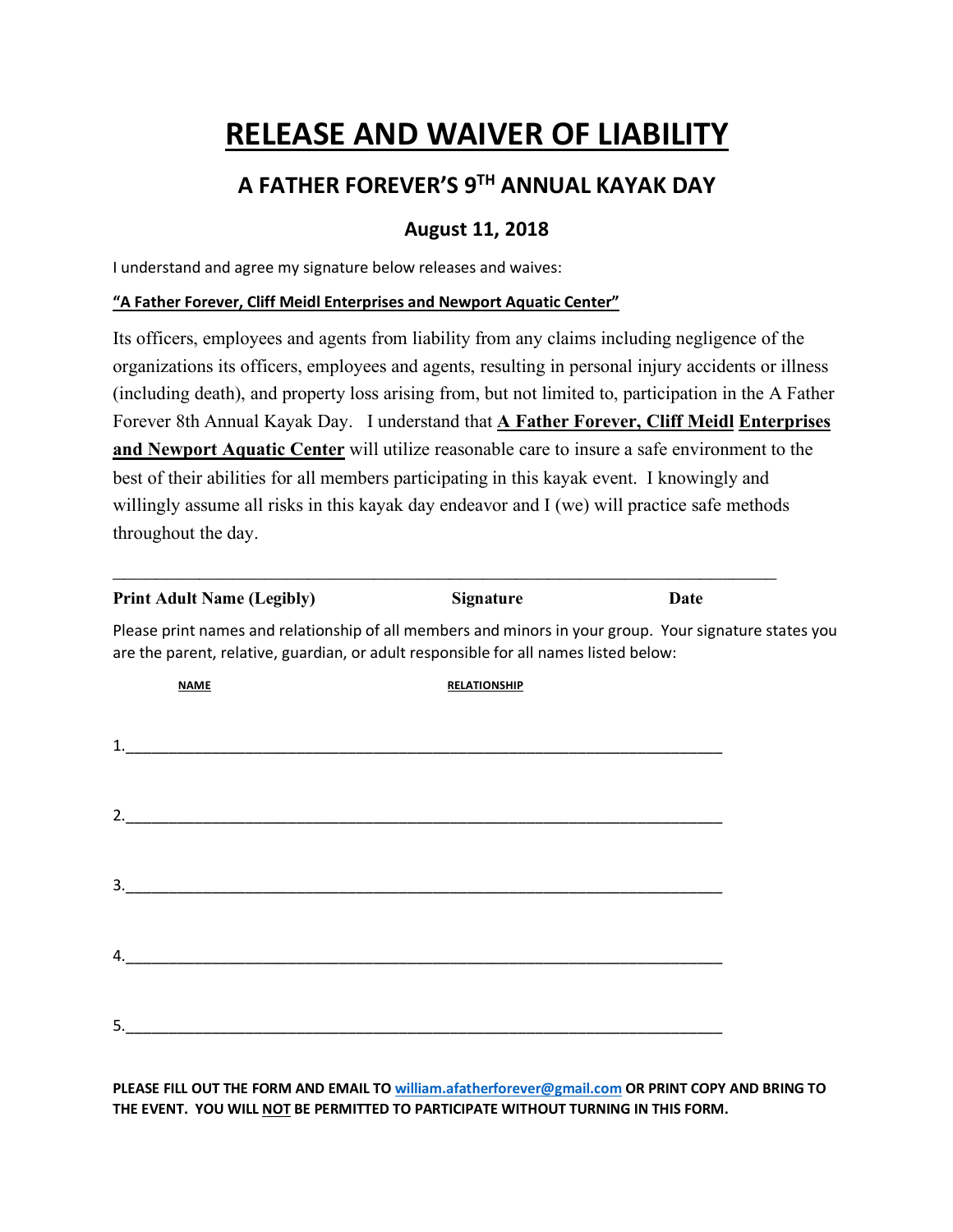# RELEASE AND WAIVER OF LIABILITY

## A FATHER FOREVER'S 9TH ANNUAL KAYAK DAY

### August 11, 2018

I understand and agree my signature below releases and waives:

**"A Father Forever, Cliff Meidl Enterprises and Newport Aquatic Center"**

Its officers, employees and agents from liability from any claims including negligence of the organizations its officers, employees and agents, resulting in personal injury accidents or illness (including death), and property loss arising from, but not limited to, participation in the A Father Forever 8th Annual Kayak Day. I understand that **A Father Forever, Cliff Meidl Enterprises and Newport Aquatic Center** will utilize reasonable care to insure a safe environment to the best of their abilities for all members participating in this kayak event. I knowingly and willingly assume all risks in this kayak day endeavor and I (we) will practice safe methods throughout the day.

______________________________________________________________________________

**Print Adult Name (Legibly)** **Signature** **Date**

Please print names and relationship of all members and minors in your group. Your signature states you are the parent, relative, guardian, or adult responsible for all names listed below:

**NAME** **RELATIONSHIP**

1.________________________________________________________________________

2.________________________________________________________________________

3.________________________________________________________________________

4.________________________________________________________________________

5.________________________________________________________________________

**PLEASE FILL OUT THE FORM AND EMAIL TO william.afatherforever@gmail.com OR PRINT COPY AND BRING TO THE EVENT. YOU WILL NOT BE PERMITTED TO PARTICIPATE WITHOUT TURNING IN THIS FORM.**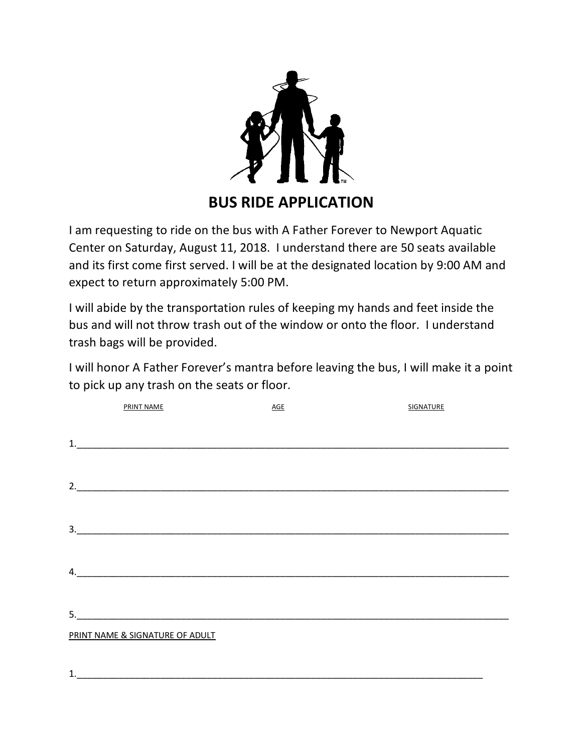# BUS RIDE APPLICATION

I am requesting to ride on the bus with A Father Forever to Newport Aquatic Center on Saturday, August 11, 2018. I understand there are 50 seats available and its first come first served. I will be at the designated location by 9:00 AM and expect to return approximately 5:00 PM.

I will abide by the transportation rules of keeping my hands and feet inside the bus and will not throw trash out of the window or onto the floor. I understand trash bags will be provided.

I will honor A Father Forever's mantra before leaving the bus, I will make it a point to pick up any trash on the seats or floor.

| PRINT NAME | AGE | SIGNATURE |
|---|---|---|
| 1. | | |
| 2. | | |
| 3. | | |
| 4. | | |
| 5. | | |

PRINT NAME & SIGNATURE OF ADULT

1.______________________________________________________________________________